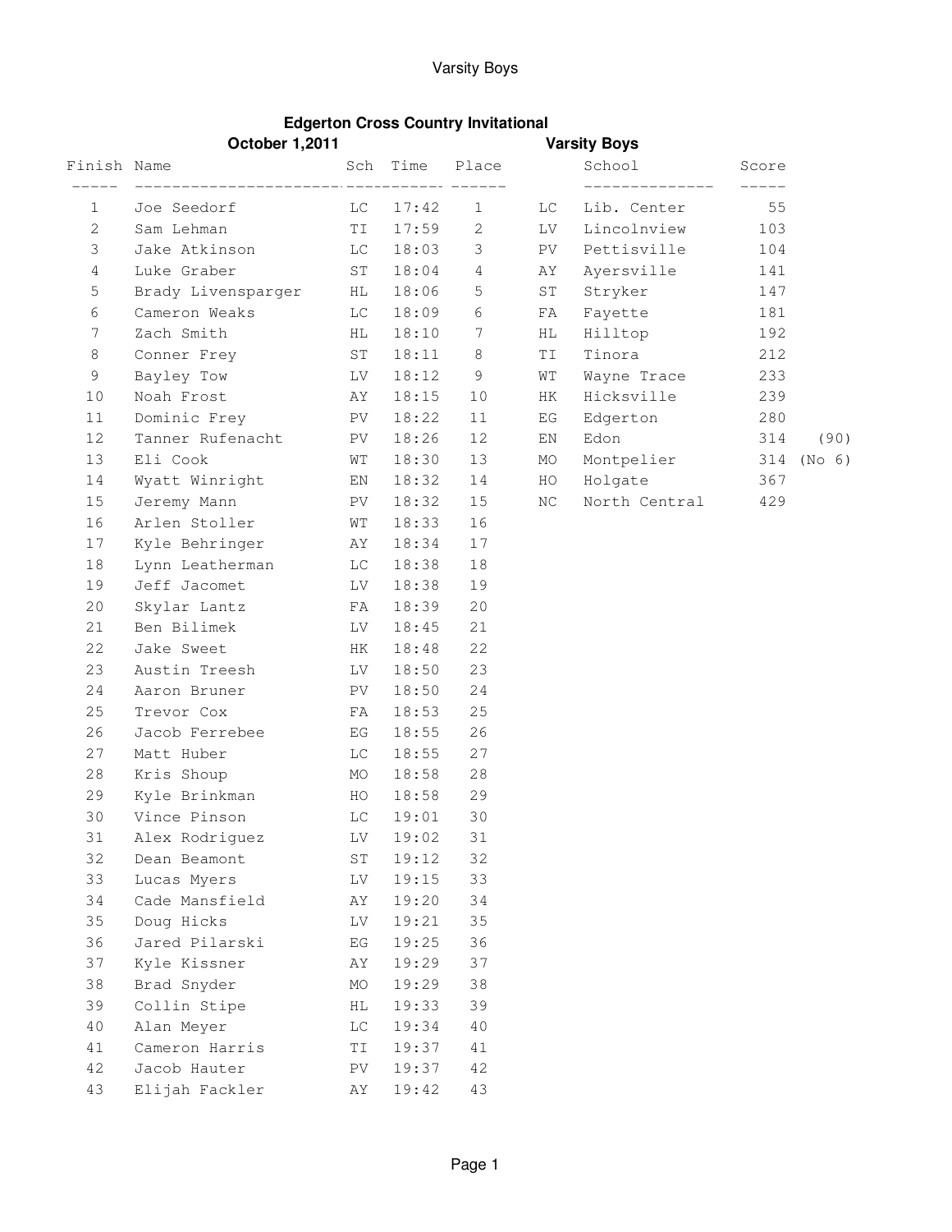# Edgerton Cross Country Invitational

**October 1,2011** **Varsity Boys**

| Finish | Name | Sch | Time | Place |
|---|---|---|---|---|
| 1 | Joe Seedorf | LC | 17:42 | 1 |
| 2 | Sam Lehman | TI | 17:59 | 2 |
| 3 | Jake Atkinson | LC | 18:03 | 3 |
| 4 | Luke Graber | ST | 18:04 | 4 |
| 5 | Brady Livensparger | HL | 18:06 | 5 |
| 6 | Cameron Weaks | LC | 18:09 | 6 |
| 7 | Zach Smith | HL | 18:10 | 7 |
| 8 | Conner Frey | ST | 18:11 | 8 |
| 9 | Bayley Tow | LV | 18:12 | 9 |
| 10 | Noah Frost | AY | 18:15 | 10 |
| 11 | Dominic Frey | PV | 18:22 | 11 |
| 12 | Tanner Rufenacht | PV | 18:26 | 12 |
| 13 | Eli Cook | WT | 18:30 | 13 |
| 14 | Wyatt Winright | EN | 18:32 | 14 |
| 15 | Jeremy Mann | PV | 18:32 | 15 |
| 16 | Arlen Stoller | WT | 18:33 | 16 |
| 17 | Kyle Behringer | AY | 18:34 | 17 |
| 18 | Lynn Leatherman | LC | 18:38 | 18 |
| 19 | Jeff Jacomet | LV | 18:38 | 19 |
| 20 | Skylar Lantz | FA | 18:39 | 20 |
| 21 | Ben Bilimek | LV | 18:45 | 21 |
| 22 | Jake Sweet | HK | 18:48 | 22 |
| 23 | Austin Treesh | LV | 18:50 | 23 |
| 24 | Aaron Bruner | PV | 18:50 | 24 |
| 25 | Trevor Cox | FA | 18:53 | 25 |
| 26 | Jacob Ferrebee | EG | 18:55 | 26 |
| 27 | Matt Huber | LC | 18:55 | 27 |
| 28 | Kris Shoup | MO | 18:58 | 28 |
| 29 | Kyle Brinkman | HO | 18:58 | 29 |
| 30 | Vince Pinson | LC | 19:01 | 30 |
| 31 | Alex Rodriguez | LV | 19:02 | 31 |
| 32 | Dean Beamont | ST | 19:12 | 32 |
| 33 | Lucas Myers | LV | 19:15 | 33 |
| 34 | Cade Mansfield | AY | 19:20 | 34 |
| 35 | Doug Hicks | LV | 19:21 | 35 |
| 36 | Jared Pilarski | EG | 19:25 | 36 |
| 37 | Kyle Kissner | AY | 19:29 | 37 |
| 38 | Brad Snyder | MO | 19:29 | 38 |
| 39 | Collin Stipe | HL | 19:33 | 39 |
| 40 | Alan Meyer | LC | 19:34 | 40 |
| 41 | Cameron Harris | TI | 19:37 | 41 |
| 42 | Jacob Hauter | PV | 19:37 | 42 |
| 43 | Elijah Fackler | AY | 19:42 | 43 |

| | School | Score | |
|---|---|---|---|
| LC | Lib. Center | 55 | |
| LV | Lincolnview | 103 | |
| PV | Pettisville | 104 | |
| AY | Ayersville | 141 | |
| ST | Stryker | 147 | |
| FA | Fayette | 181 | |
| HL | Hilltop | 192 | |
| TI | Tinora | 212 | |
| WT | Wayne Trace | 233 | |
| HK | Hicksville | 239 | |
| EG | Edgerton | 280 | |
| EN | Edon | 314 | (90) |
| MO | Montpelier | 314 | (No 6) |
| HO | Holgate | 367 | |
| NC | North Central | 429 | |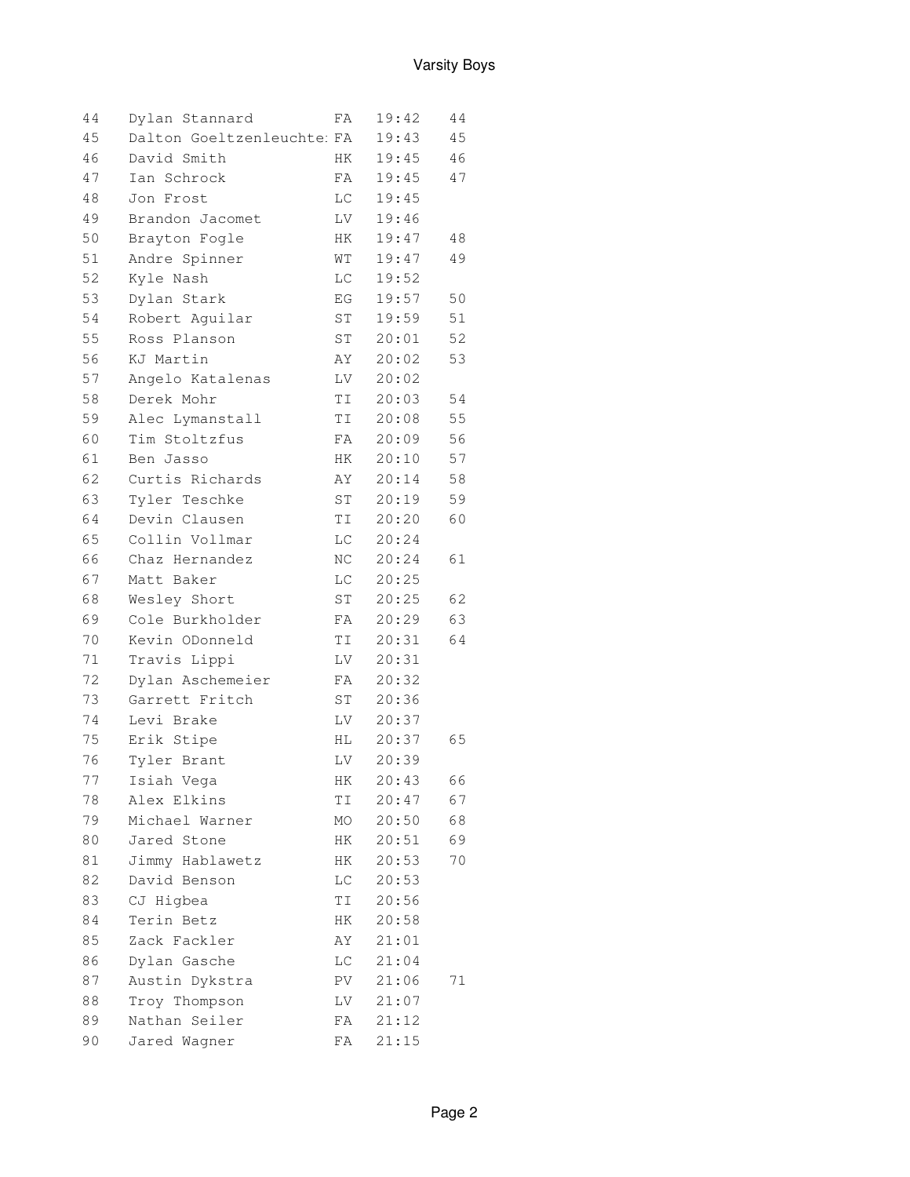# Varsity Boys

| | | | | |
|---|---|---|---|---|
| 44 | Dylan Stannard | FA | 19:42 | 44 |
| 45 | Dalton Goeltzenleuchte: | FA | 19:43 | 45 |
| 46 | David Smith | HK | 19:45 | 46 |
| 47 | Ian Schrock | FA | 19:45 | 47 |
| 48 | Jon Frost | LC | 19:45 | |
| 49 | Brandon Jacomet | LV | 19:46 | |
| 50 | Brayton Fogle | HK | 19:47 | 48 |
| 51 | Andre Spinner | WT | 19:47 | 49 |
| 52 | Kyle Nash | LC | 19:52 | |
| 53 | Dylan Stark | EG | 19:57 | 50 |
| 54 | Robert Aguilar | ST | 19:59 | 51 |
| 55 | Ross Planson | ST | 20:01 | 52 |
| 56 | KJ Martin | AY | 20:02 | 53 |
| 57 | Angelo Katalenas | LV | 20:02 | |
| 58 | Derek Mohr | TI | 20:03 | 54 |
| 59 | Alec Lymanstall | TI | 20:08 | 55 |
| 60 | Tim Stoltzfus | FA | 20:09 | 56 |
| 61 | Ben Jasso | HK | 20:10 | 57 |
| 62 | Curtis Richards | AY | 20:14 | 58 |
| 63 | Tyler Teschke | ST | 20:19 | 59 |
| 64 | Devin Clausen | TI | 20:20 | 60 |
| 65 | Collin Vollmar | LC | 20:24 | |
| 66 | Chaz Hernandez | NC | 20:24 | 61 |
| 67 | Matt Baker | LC | 20:25 | |
| 68 | Wesley Short | ST | 20:25 | 62 |
| 69 | Cole Burkholder | FA | 20:29 | 63 |
| 70 | Kevin ODonneld | TI | 20:31 | 64 |
| 71 | Travis Lippi | LV | 20:31 | |
| 72 | Dylan Aschemeier | FA | 20:32 | |
| 73 | Garrett Fritch | ST | 20:36 | |
| 74 | Levi Brake | LV | 20:37 | |
| 75 | Erik Stipe | HL | 20:37 | 65 |
| 76 | Tyler Brant | LV | 20:39 | |
| 77 | Isiah Vega | HK | 20:43 | 66 |
| 78 | Alex Elkins | TI | 20:47 | 67 |
| 79 | Michael Warner | MO | 20:50 | 68 |
| 80 | Jared Stone | HK | 20:51 | 69 |
| 81 | Jimmy Hablawetz | HK | 20:53 | 70 |
| 82 | David Benson | LC | 20:53 | |
| 83 | CJ Higbea | TI | 20:56 | |
| 84 | Terin Betz | HK | 20:58 | |
| 85 | Zack Fackler | AY | 21:01 | |
| 86 | Dylan Gasche | LC | 21:04 | |
| 87 | Austin Dykstra | PV | 21:06 | 71 |
| 88 | Troy Thompson | LV | 21:07 | |
| 89 | Nathan Seiler | FA | 21:12 | |
| 90 | Jared Wagner | FA | 21:15 | |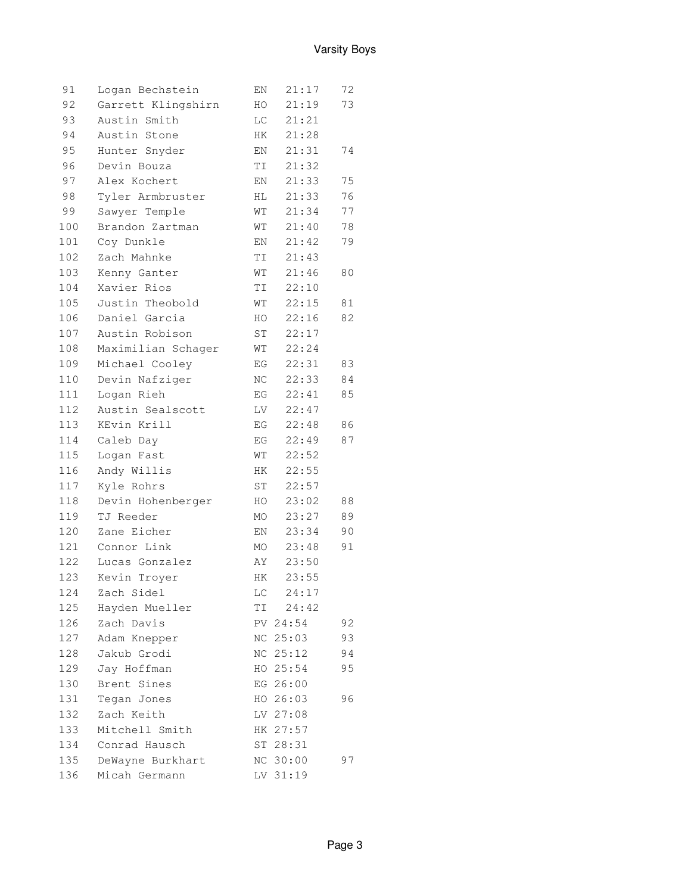# Varsity Boys

| | | | | |
|---|---|---|---|---|
| 91 | Logan Bechstein | EN | 21:17 | 72 |
| 92 | Garrett Klingshirn | HO | 21:19 | 73 |
| 93 | Austin Smith | LC | 21:21 | |
| 94 | Austin Stone | HK | 21:28 | |
| 95 | Hunter Snyder | EN | 21:31 | 74 |
| 96 | Devin Bouza | TI | 21:32 | |
| 97 | Alex Kochert | EN | 21:33 | 75 |
| 98 | Tyler Armbruster | HL | 21:33 | 76 |
| 99 | Sawyer Temple | WT | 21:34 | 77 |
| 100 | Brandon Zartman | WT | 21:40 | 78 |
| 101 | Coy Dunkle | EN | 21:42 | 79 |
| 102 | Zach Mahnke | TI | 21:43 | |
| 103 | Kenny Ganter | WT | 21:46 | 80 |
| 104 | Xavier Rios | TI | 22:10 | |
| 105 | Justin Theobold | WT | 22:15 | 81 |
| 106 | Daniel Garcia | HO | 22:16 | 82 |
| 107 | Austin Robison | ST | 22:17 | |
| 108 | Maximilian Schager | WT | 22:24 | |
| 109 | Michael Cooley | EG | 22:31 | 83 |
| 110 | Devin Nafziger | NC | 22:33 | 84 |
| 111 | Logan Rieh | EG | 22:41 | 85 |
| 112 | Austin Sealscott | LV | 22:47 | |
| 113 | KEvin Krill | EG | 22:48 | 86 |
| 114 | Caleb Day | EG | 22:49 | 87 |
| 115 | Logan Fast | WT | 22:52 | |
| 116 | Andy Willis | HK | 22:55 | |
| 117 | Kyle Rohrs | ST | 22:57 | |
| 118 | Devin Hohenberger | HO | 23:02 | 88 |
| 119 | TJ Reeder | MO | 23:27 | 89 |
| 120 | Zane Eicher | EN | 23:34 | 90 |
| 121 | Connor Link | MO | 23:48 | 91 |
| 122 | Lucas Gonzalez | AY | 23:50 | |
| 123 | Kevin Troyer | HK | 23:55 | |
| 124 | Zach Sidel | LC | 24:17 | |
| 125 | Hayden Mueller | TI | 24:42 | |
| 126 | Zach Davis | PV | 24:54 | 92 |
| 127 | Adam Knepper | NC | 25:03 | 93 |
| 128 | Jakub Grodi | NC | 25:12 | 94 |
| 129 | Jay Hoffman | HO | 25:54 | 95 |
| 130 | Brent Sines | EG | 26:00 | |
| 131 | Tegan Jones | HO | 26:03 | 96 |
| 132 | Zach Keith | LV | 27:08 | |
| 133 | Mitchell Smith | HK | 27:57 | |
| 134 | Conrad Hausch | ST | 28:31 | |
| 135 | DeWayne Burkhart | NC | 30:00 | 97 |
| 136 | Micah Germann | LV | 31:19 | |